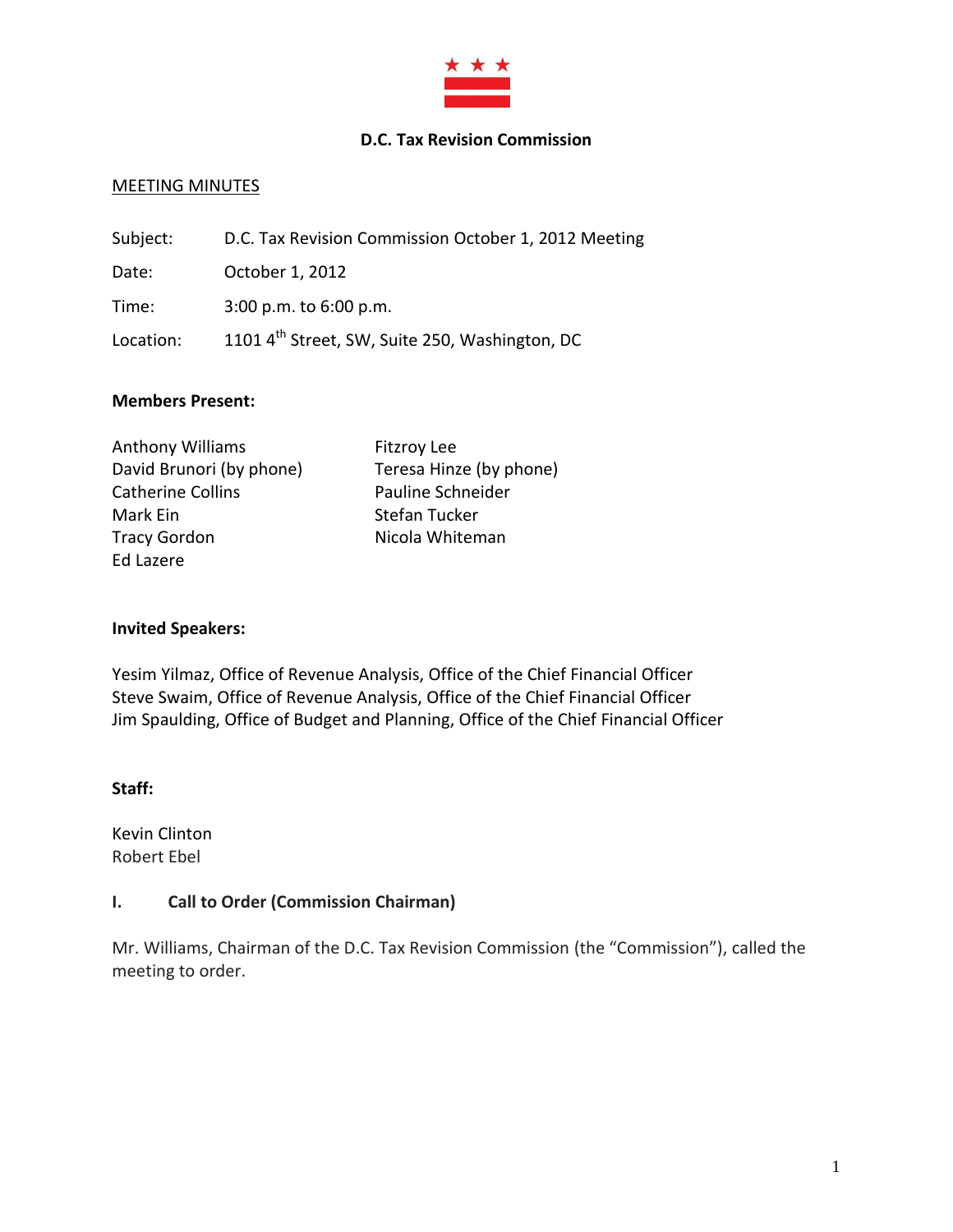# D.C. Tax Revision Commission

MEETING MINUTES

Subject: D.C. Tax Revision Commission October 1, 2012 Meeting

Date: October 1, 2012

Time: 3:00 p.m. to 6:00 p.m.

Location: 1101 4th Street, SW, Suite 250, Washington, DC

**Members Present:**

Anthony Williams
David Brunori (by phone)
Catherine Collins
Mark Ein
Tracy Gordon
Ed Lazere
Fitzroy Lee
Teresa Hinze (by phone)
Pauline Schneider
Stefan Tucker
Nicola Whiteman

**Invited Speakers:**

Yesim Yilmaz, Office of Revenue Analysis, Office of the Chief Financial Officer
Steve Swaim, Office of Revenue Analysis, Office of the Chief Financial Officer
Jim Spaulding, Office of Budget and Planning, Office of the Chief Financial Officer

**Staff:**

Kevin Clinton
Robert Ebel

## I. Call to Order (Commission Chairman)

Mr. Williams, Chairman of the D.C. Tax Revision Commission (the "Commission"), called the meeting to order.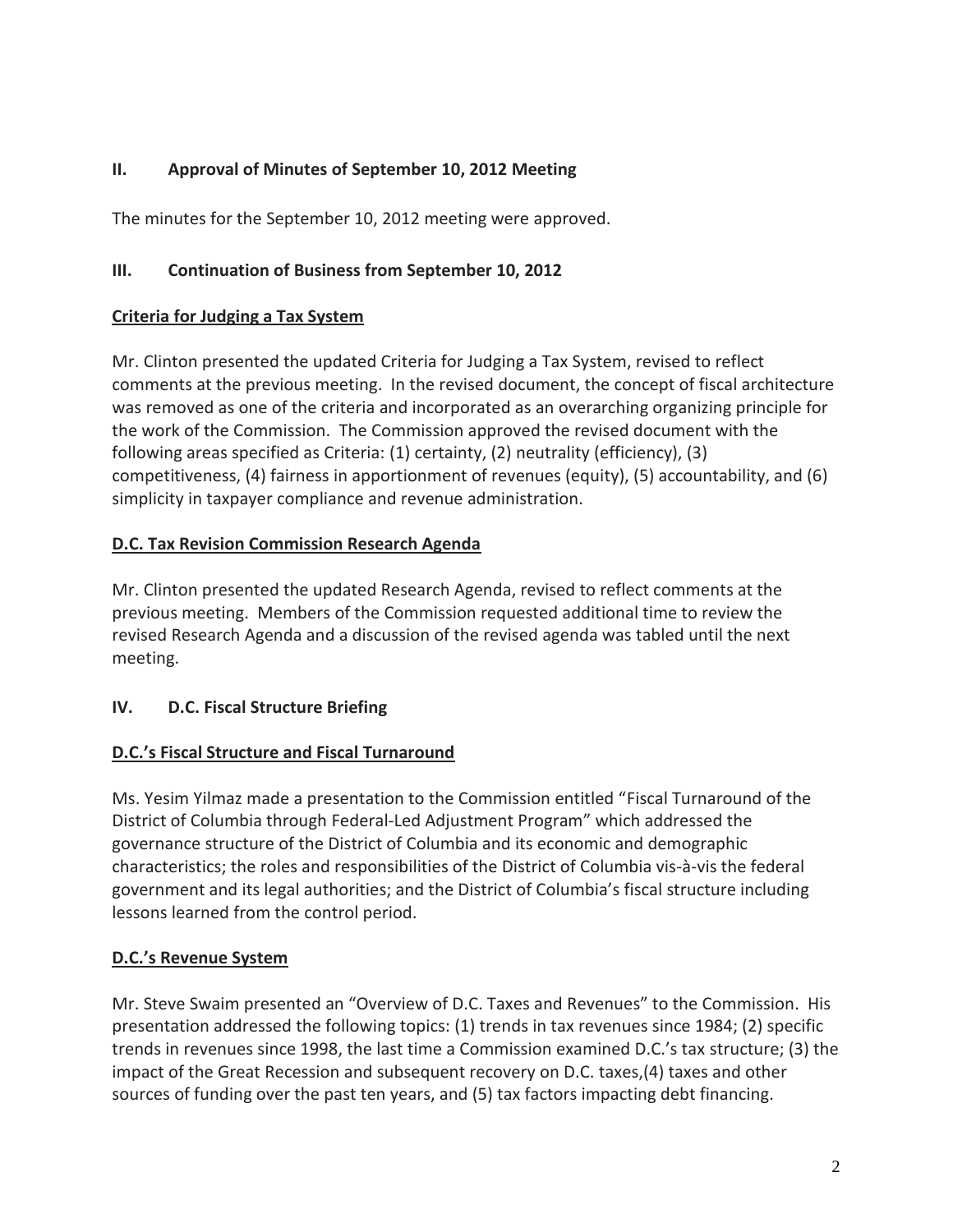## II. Approval of Minutes of September 10, 2012 Meeting

The minutes for the September 10, 2012 meeting were approved.

## III. Continuation of Business from September 10, 2012

### Criteria for Judging a Tax System

Mr. Clinton presented the updated Criteria for Judging a Tax System, revised to reflect comments at the previous meeting. In the revised document, the concept of fiscal architecture was removed as one of the criteria and incorporated as an overarching organizing principle for the work of the Commission. The Commission approved the revised document with the following areas specified as Criteria: (1) certainty, (2) neutrality (efficiency), (3) competitiveness, (4) fairness in apportionment of revenues (equity), (5) accountability, and (6) simplicity in taxpayer compliance and revenue administration.

### D.C. Tax Revision Commission Research Agenda

Mr. Clinton presented the updated Research Agenda, revised to reflect comments at the previous meeting. Members of the Commission requested additional time to review the revised Research Agenda and a discussion of the revised agenda was tabled until the next meeting.

## IV. D.C. Fiscal Structure Briefing

### D.C.'s Fiscal Structure and Fiscal Turnaround

Ms. Yesim Yilmaz made a presentation to the Commission entitled "Fiscal Turnaround of the District of Columbia through Federal-Led Adjustment Program" which addressed the governance structure of the District of Columbia and its economic and demographic characteristics; the roles and responsibilities of the District of Columbia vis-à-vis the federal government and its legal authorities; and the District of Columbia's fiscal structure including lessons learned from the control period.

### D.C.'s Revenue System

Mr. Steve Swaim presented an "Overview of D.C. Taxes and Revenues" to the Commission. His presentation addressed the following topics: (1) trends in tax revenues since 1984; (2) specific trends in revenues since 1998, the last time a Commission examined D.C.'s tax structure; (3) the impact of the Great Recession and subsequent recovery on D.C. taxes,(4) taxes and other sources of funding over the past ten years, and (5) tax factors impacting debt financing.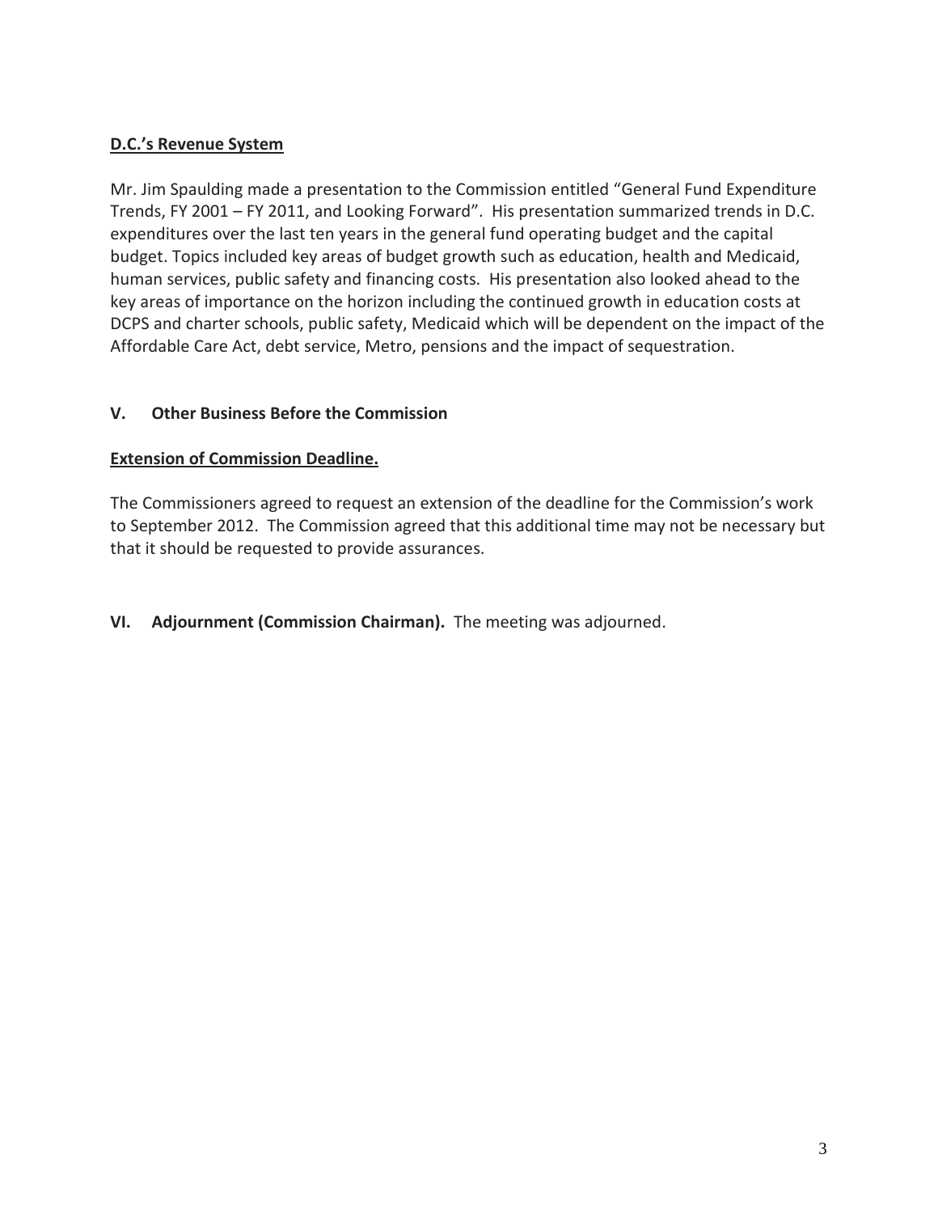**D.C.'s Revenue System**

Mr. Jim Spaulding made a presentation to the Commission entitled "General Fund Expenditure Trends, FY 2001 – FY 2011, and Looking Forward". His presentation summarized trends in D.C. expenditures over the last ten years in the general fund operating budget and the capital budget. Topics included key areas of budget growth such as education, health and Medicaid, human services, public safety and financing costs. His presentation also looked ahead to the key areas of importance on the horizon including the continued growth in education costs at DCPS and charter schools, public safety, Medicaid which will be dependent on the impact of the Affordable Care Act, debt service, Metro, pensions and the impact of sequestration.

## V. Other Business Before the Commission

**Extension of Commission Deadline.**

The Commissioners agreed to request an extension of the deadline for the Commission's work to September 2012. The Commission agreed that this additional time may not be necessary but that it should be requested to provide assurances.

**VI. Adjournment (Commission Chairman).** The meeting was adjourned.